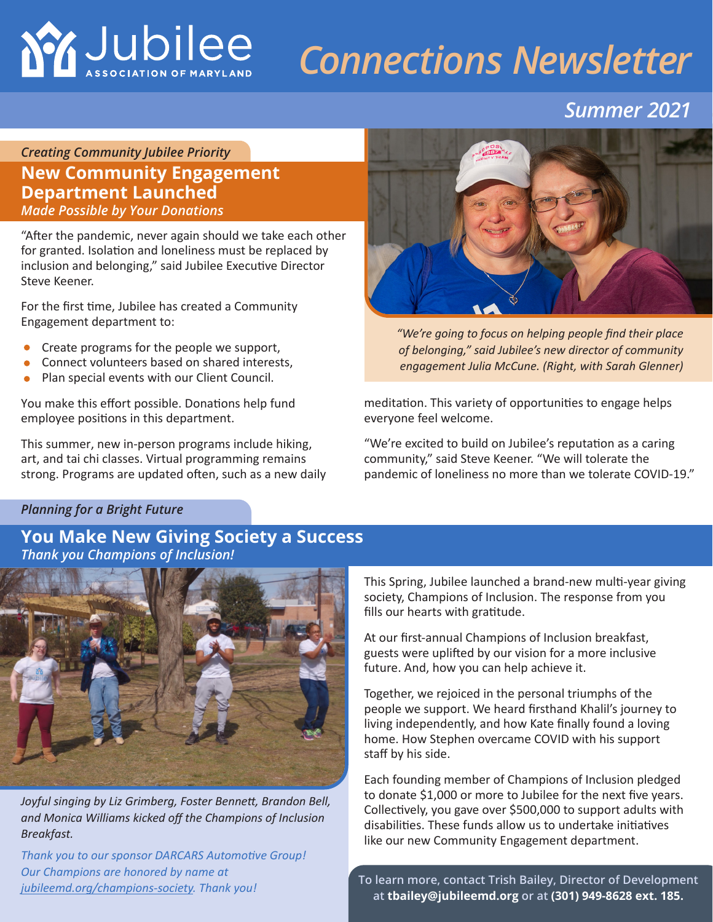# Jubilee Association of Maryland

# Connections Newsletter

## Summer 2021

*Creating Community Jubilee Priority*

## New Community Engagement Department Launched

*Made Possible by Your Donations*

"After the pandemic, never again should we take each other for granted. Isolation and loneliness must be replaced by inclusion and belonging," said Jubilee Executive Director Steve Keener.

For the first time, Jubilee has created a Community Engagement department to:

- Create programs for the people we support,
- Connect volunteers based on shared interests,
- Plan special events with our Client Council.

You make this effort possible. Donations help fund employee positions in this department.

This summer, new in-person programs include hiking, art, and tai chi classes. Virtual programming remains strong. Programs are updated often, such as a new daily meditation. This variety of opportunities to engage helps everyone feel welcome.

*"We're going to focus on helping people find their place of belonging," said Jubilee's new director of community engagement Julia McCune. (Right, with Sarah Glenner)*

"We're excited to build on Jubilee's reputation as a caring community," said Steve Keener. "We will tolerate the pandemic of loneliness no more than we tolerate COVID-19."

*Planning for a Bright Future*

## You Make New Giving Society a Success

*Thank you Champions of Inclusion!*

*Joyful singing by Liz Grimberg, Foster Bennett, Brandon Bell, and Monica Williams kicked off the Champions of Inclusion Breakfast.*

*Thank you to our sponsor DARCARS Automotive Group! Our Champions are honored by name at jubileemd.org/champions-society. Thank you!*

This Spring, Jubilee launched a brand-new multi-year giving society, Champions of Inclusion. The response from you fills our hearts with gratitude.

At our first-annual Champions of Inclusion breakfast, guests were uplifted by our vision for a more inclusive future. And, how you can help achieve it.

Together, we rejoiced in the personal triumphs of the people we support. We heard firsthand Khalil's journey to living independently, and how Kate finally found a loving home. How Stephen overcame COVID with his support staff by his side.

Each founding member of Champions of Inclusion pledged to donate $1,000 or more to Jubilee for the next five years. Collectively, you gave over $500,000 to support adults with disabilities. These funds allow us to undertake initiatives like our new Community Engagement department.

**To learn more, contact Trish Bailey, Director of Development at tbailey@jubileemd.org or at (301) 949-8628 ext. 185.**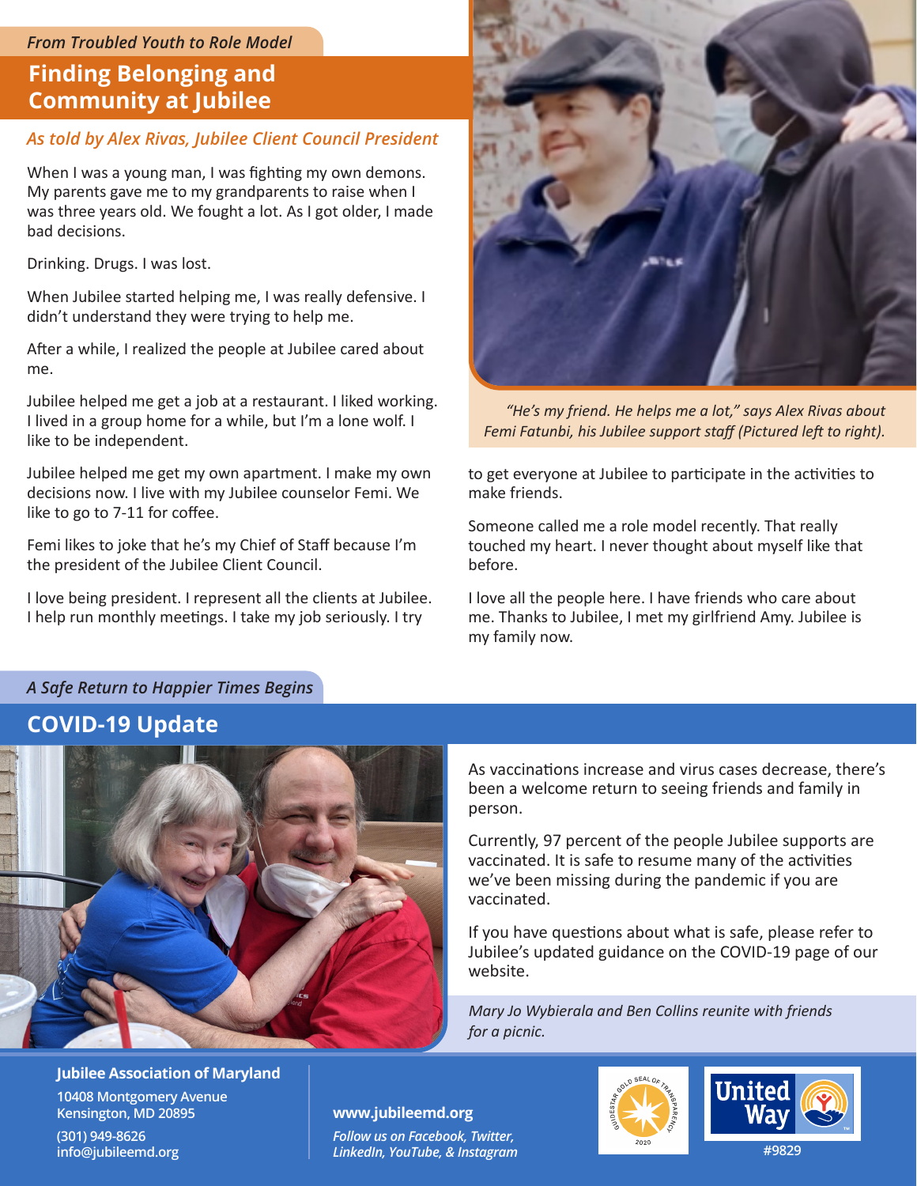*From Troubled Youth to Role Model*

## Finding Belonging and Community at Jubilee

*As told by Alex Rivas, Jubilee Client Council President*

When I was a young man, I was fighting my own demons. My parents gave me to my grandparents to raise when I was three years old. We fought a lot. As I got older, I made bad decisions.

Drinking. Drugs. I was lost.

When Jubilee started helping me, I was really defensive. I didn't understand they were trying to help me.

After a while, I realized the people at Jubilee cared about me.

Jubilee helped me get a job at a restaurant. I liked working. I lived in a group home for a while, but I'm a lone wolf. I like to be independent.

Jubilee helped me get my own apartment. I make my own decisions now. I live with my Jubilee counselor Femi. We like to go to 7-11 for coffee.

Femi likes to joke that he's my Chief of Staff because I'm the president of the Jubilee Client Council.

I love being president. I represent all the clients at Jubilee. I help run monthly meetings. I take my job seriously. I try to get everyone at Jubilee to participate in the activities to make friends.

Someone called me a role model recently. That really touched my heart. I never thought about myself like that before.

I love all the people here. I have friends who care about me. Thanks to Jubilee, I met my girlfriend Amy. Jubilee is my family now.

*"He's my friend. He helps me a lot," says Alex Rivas about Femi Fatunbi, his Jubilee support staff (Pictured left to right).*

*A Safe Return to Happier Times Begins*

## COVID-19 Update

As vaccinations increase and virus cases decrease, there's been a welcome return to seeing friends and family in person.

Currently, 97 percent of the people Jubilee supports are vaccinated. It is safe to resume many of the activities we've been missing during the pandemic if you are vaccinated.

If you have questions about what is safe, please refer to Jubilee's updated guidance on the COVID-19 page of our website.

*Mary Jo Wybierala and Ben Collins reunite with friends for a picnic.*

**Jubilee Association of Maryland**
10408 Montgomery Avenue
Kensington, MD 20895
(301) 949-8626
info@jubileemd.org

**www.jubileemd.org**
*Follow us on Facebook, Twitter, LinkedIn, YouTube, & Instagram*

GuideStar Gold Seal of Transparency 2020

United Way #9829